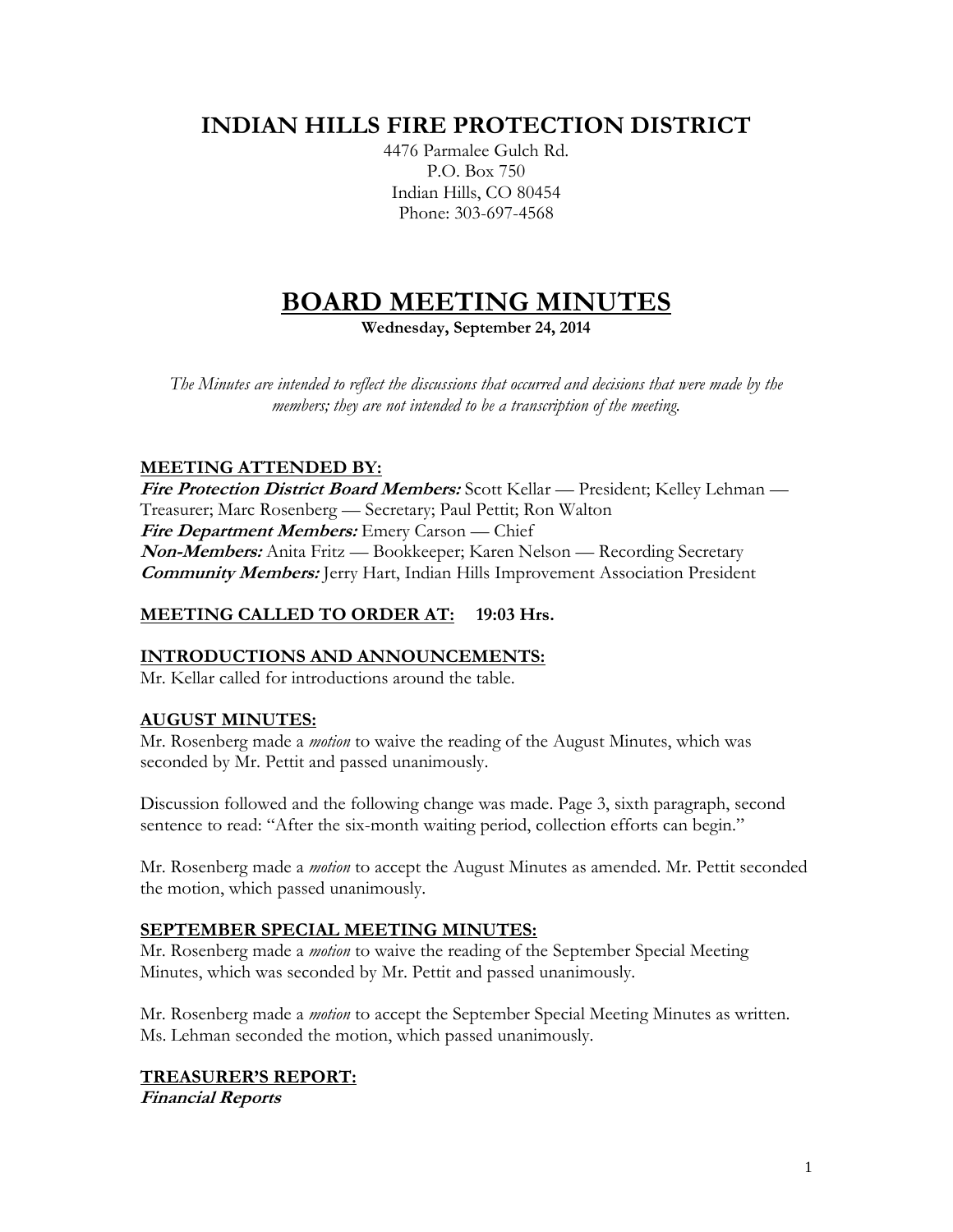# INDIAN HILLS FIRE PROTECTION DISTRICT

4476 Parmalee Gulch Rd.
P.O. Box 750
Indian Hills, CO 80454
Phone: 303-697-4568

# BOARD MEETING MINUTES

**Wednesday, September 24, 2014**

*The Minutes are intended to reflect the discussions that occurred and decisions that were made by the members; they are not intended to be a transcription of the meeting.*

## MEETING ATTENDED BY:

***Fire Protection District Board Members:*** Scott Kellar — President; Kelley Lehman — Treasurer; Marc Rosenberg — Secretary; Paul Pettit; Ron Walton
***Fire Department Members:*** Emery Carson — Chief
***Non-Members:*** Anita Fritz — Bookkeeper; Karen Nelson — Recording Secretary
***Community Members:*** Jerry Hart, Indian Hills Improvement Association President

## MEETING CALLED TO ORDER AT: 19:03 Hrs.

## INTRODUCTIONS AND ANNOUNCEMENTS:

Mr. Kellar called for introductions around the table.

## AUGUST MINUTES:

Mr. Rosenberg made a *motion* to waive the reading of the August Minutes, which was seconded by Mr. Pettit and passed unanimously.

Discussion followed and the following change was made. Page 3, sixth paragraph, second sentence to read: "After the six-month waiting period, collection efforts can begin."

Mr. Rosenberg made a *motion* to accept the August Minutes as amended. Mr. Pettit seconded the motion, which passed unanimously.

## SEPTEMBER SPECIAL MEETING MINUTES:

Mr. Rosenberg made a *motion* to waive the reading of the September Special Meeting Minutes, which was seconded by Mr. Pettit and passed unanimously.

Mr. Rosenberg made a *motion* to accept the September Special Meeting Minutes as written. Ms. Lehman seconded the motion, which passed unanimously.

## TREASURER'S REPORT:

***Financial Reports***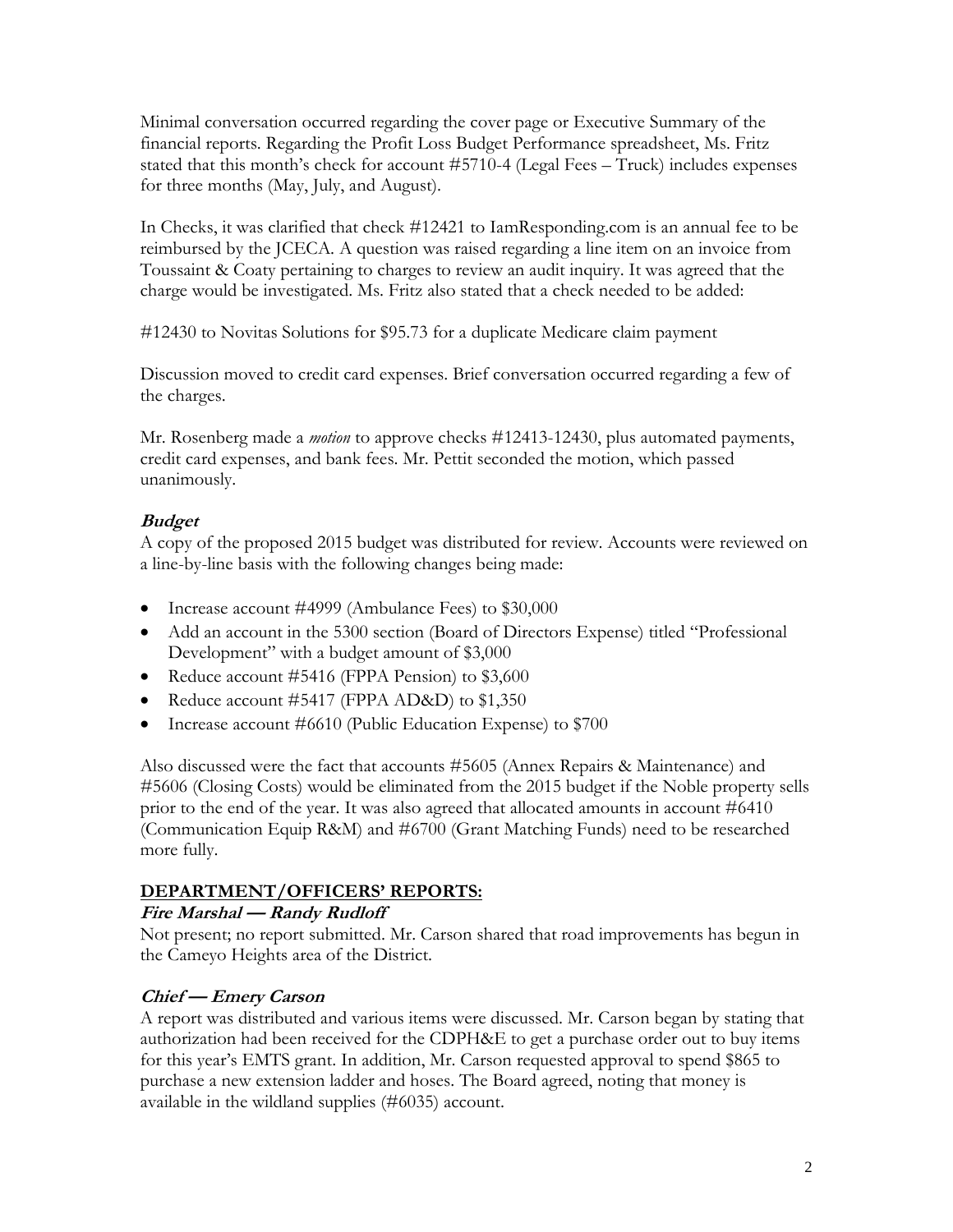Minimal conversation occurred regarding the cover page or Executive Summary of the financial reports. Regarding the Profit Loss Budget Performance spreadsheet, Ms. Fritz stated that this month's check for account #5710-4 (Legal Fees – Truck) includes expenses for three months (May, July, and August).

In Checks, it was clarified that check #12421 to IamResponding.com is an annual fee to be reimbursed by the JCECA. A question was raised regarding a line item on an invoice from Toussaint & Coaty pertaining to charges to review an audit inquiry. It was agreed that the charge would be investigated. Ms. Fritz also stated that a check needed to be added:

#12430 to Novitas Solutions for $95.73 for a duplicate Medicare claim payment

Discussion moved to credit card expenses. Brief conversation occurred regarding a few of the charges.

Mr. Rosenberg made a *motion* to approve checks #12413-12430, plus automated payments, credit card expenses, and bank fees. Mr. Pettit seconded the motion, which passed unanimously.

### ***Budget***

A copy of the proposed 2015 budget was distributed for review. Accounts were reviewed on a line-by-line basis with the following changes being made:

- Increase account #4999 (Ambulance Fees) to $30,000
- Add an account in the 5300 section (Board of Directors Expense) titled "Professional Development" with a budget amount of $3,000
- Reduce account #5416 (FPPA Pension) to $3,600
- Reduce account #5417 (FPPA AD&D) to $1,350
- Increase account #6610 (Public Education Expense) to $700

Also discussed were the fact that accounts #5605 (Annex Repairs & Maintenance) and #5606 (Closing Costs) would be eliminated from the 2015 budget if the Noble property sells prior to the end of the year. It was also agreed that allocated amounts in account #6410 (Communication Equip R&M) and #6700 (Grant Matching Funds) need to be researched more fully.

## DEPARTMENT/OFFICERS' REPORTS:

### ***Fire Marshal — Randy Rudloff***

Not present; no report submitted. Mr. Carson shared that road improvements has begun in the Cameyo Heights area of the District.

### ***Chief — Emery Carson***

A report was distributed and various items were discussed. Mr. Carson began by stating that authorization had been received for the CDPH&E to get a purchase order out to buy items for this year's EMTS grant. In addition, Mr. Carson requested approval to spend $865 to purchase a new extension ladder and hoses. The Board agreed, noting that money is available in the wildland supplies (#6035) account.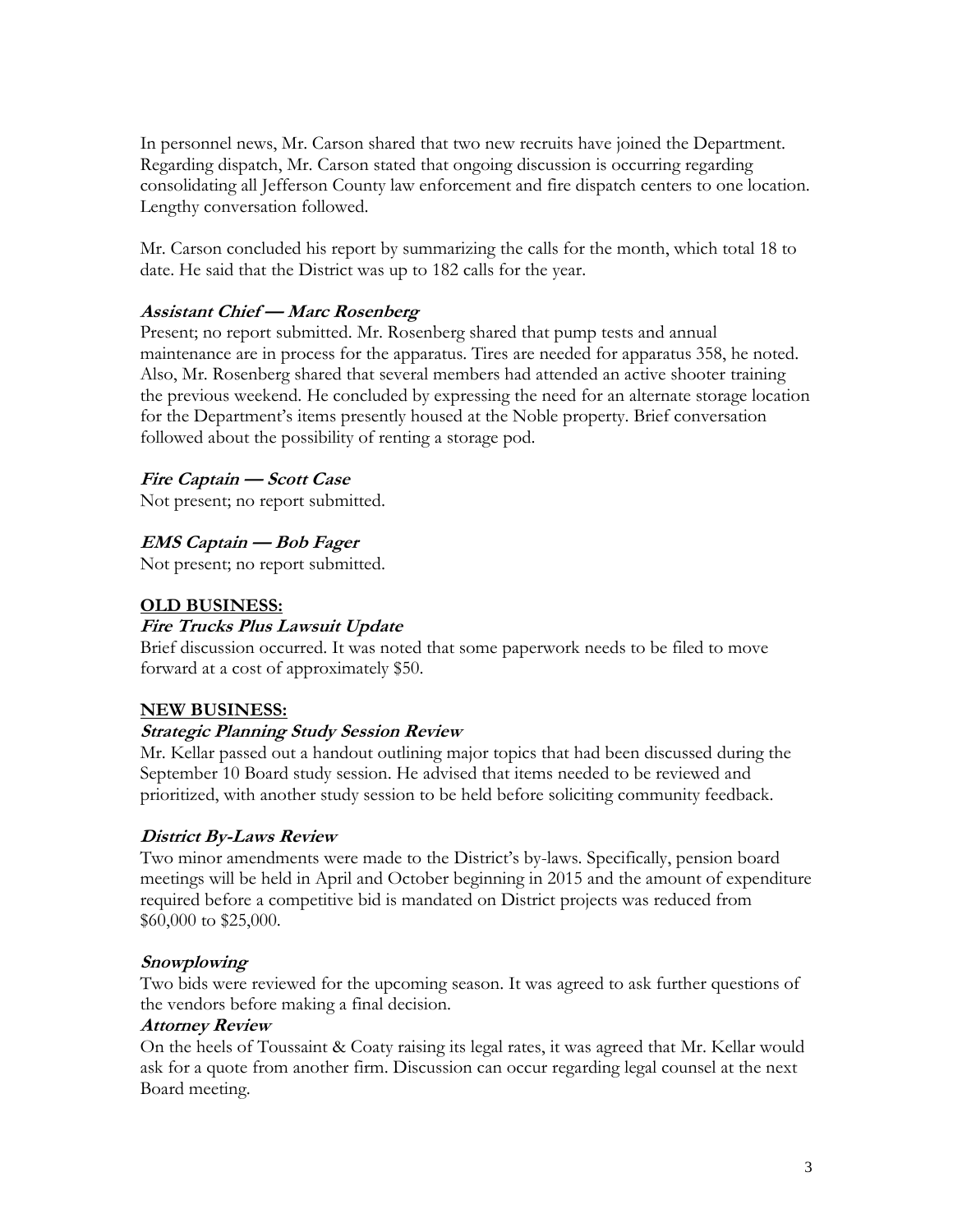In personnel news, Mr. Carson shared that two new recruits have joined the Department. Regarding dispatch, Mr. Carson stated that ongoing discussion is occurring regarding consolidating all Jefferson County law enforcement and fire dispatch centers to one location. Lengthy conversation followed.

Mr. Carson concluded his report by summarizing the calls for the month, which total 18 to date. He said that the District was up to 182 calls for the year.

***Assistant Chief — Marc Rosenberg***

Present; no report submitted. Mr. Rosenberg shared that pump tests and annual maintenance are in process for the apparatus. Tires are needed for apparatus 358, he noted. Also, Mr. Rosenberg shared that several members had attended an active shooter training the previous weekend. He concluded by expressing the need for an alternate storage location for the Department's items presently housed at the Noble property. Brief conversation followed about the possibility of renting a storage pod.

***Fire Captain — Scott Case***

Not present; no report submitted.

***EMS Captain — Bob Fager***

Not present; no report submitted.

**OLD BUSINESS:**

***Fire Trucks Plus Lawsuit Update***

Brief discussion occurred. It was noted that some paperwork needs to be filed to move forward at a cost of approximately $50.

**NEW BUSINESS:**

***Strategic Planning Study Session Review***

Mr. Kellar passed out a handout outlining major topics that had been discussed during the September 10 Board study session. He advised that items needed to be reviewed and prioritized, with another study session to be held before soliciting community feedback.

***District By-Laws Review***

Two minor amendments were made to the District's by-laws. Specifically, pension board meetings will be held in April and October beginning in 2015 and the amount of expenditure required before a competitive bid is mandated on District projects was reduced from $60,000 to $25,000.

***Snowplowing***

Two bids were reviewed for the upcoming season. It was agreed to ask further questions of the vendors before making a final decision.

***Attorney Review***

On the heels of Toussaint & Coaty raising its legal rates, it was agreed that Mr. Kellar would ask for a quote from another firm. Discussion can occur regarding legal counsel at the next Board meeting.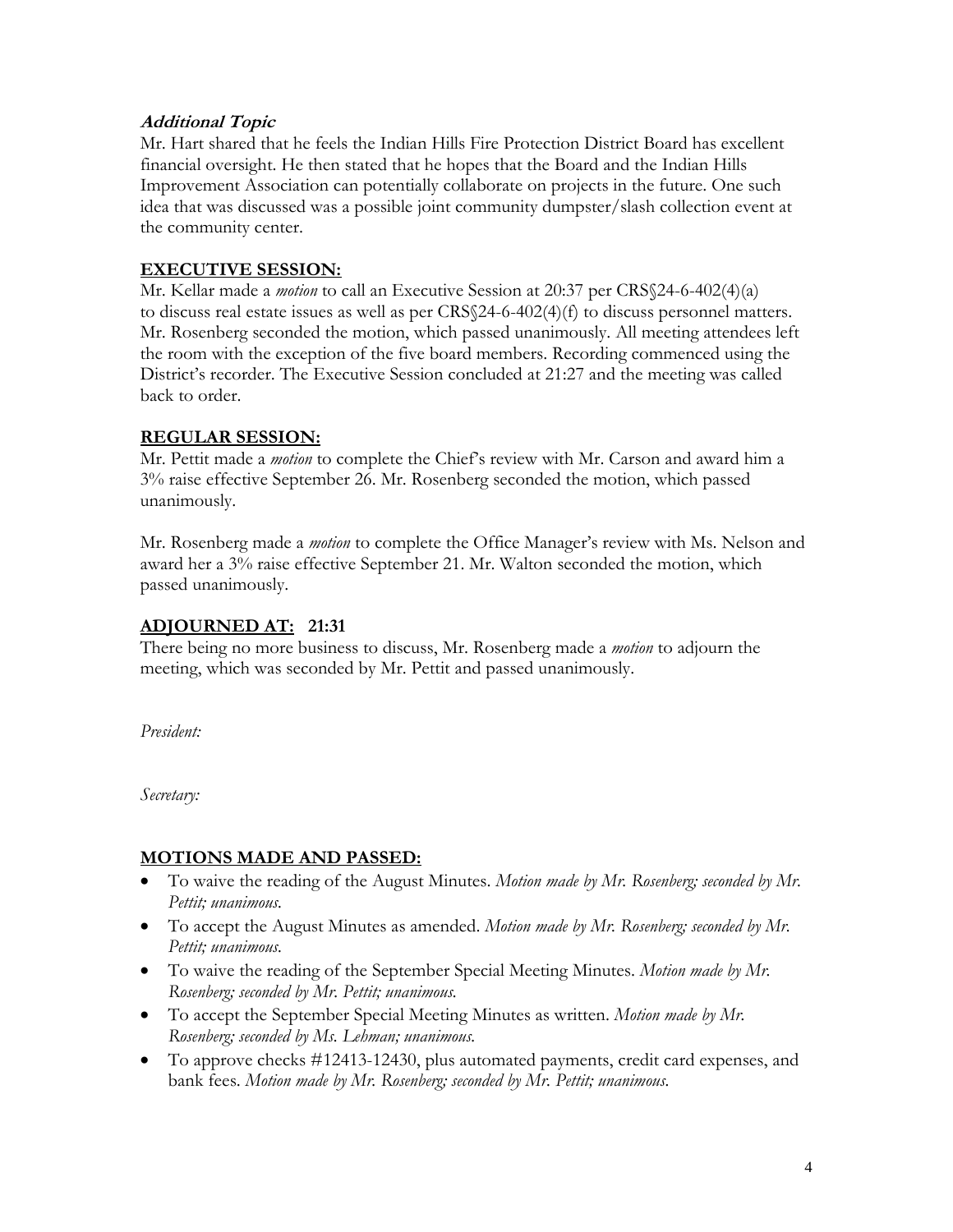### *Additional Topic*

Mr. Hart shared that he feels the Indian Hills Fire Protection District Board has excellent financial oversight. He then stated that he hopes that the Board and the Indian Hills Improvement Association can potentially collaborate on projects in the future. One such idea that was discussed was a possible joint community dumpster/slash collection event at the community center.

## **EXECUTIVE SESSION:**

Mr. Kellar made a *motion* to call an Executive Session at 20:37 per CRS§24-6-402(4)(a) to discuss real estate issues as well as per CRS§24-6-402(4)(f) to discuss personnel matters. Mr. Rosenberg seconded the motion, which passed unanimously. All meeting attendees left the room with the exception of the five board members. Recording commenced using the District's recorder. The Executive Session concluded at 21:27 and the meeting was called back to order.

## **REGULAR SESSION:**

Mr. Pettit made a *motion* to complete the Chief's review with Mr. Carson and award him a 3% raise effective September 26. Mr. Rosenberg seconded the motion, which passed unanimously.

Mr. Rosenberg made a *motion* to complete the Office Manager's review with Ms. Nelson and award her a 3% raise effective September 21. Mr. Walton seconded the motion, which passed unanimously.

## **ADJOURNED AT: 21:31**

There being no more business to discuss, Mr. Rosenberg made a *motion* to adjourn the meeting, which was seconded by Mr. Pettit and passed unanimously.

*President:*

*Secretary:*

## **MOTIONS MADE AND PASSED:**

- To waive the reading of the August Minutes. *Motion made by Mr. Rosenberg; seconded by Mr. Pettit; unanimous.*
- To accept the August Minutes as amended. *Motion made by Mr. Rosenberg; seconded by Mr. Pettit; unanimous.*
- To waive the reading of the September Special Meeting Minutes. *Motion made by Mr. Rosenberg; seconded by Mr. Pettit; unanimous.*
- To accept the September Special Meeting Minutes as written. *Motion made by Mr. Rosenberg; seconded by Ms. Lehman; unanimous.*
- To approve checks #12413-12430, plus automated payments, credit card expenses, and bank fees. *Motion made by Mr. Rosenberg; seconded by Mr. Pettit; unanimous.*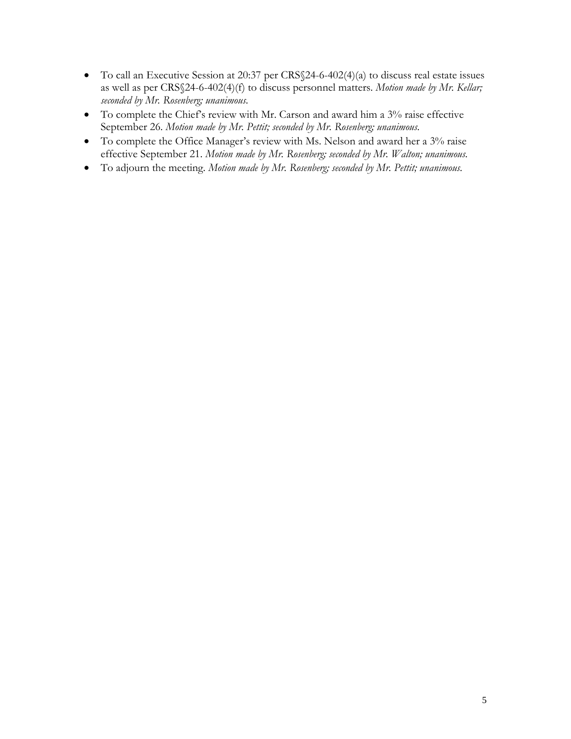- To call an Executive Session at 20:37 per CRS§24-6-402(4)(a) to discuss real estate issues as well as per CRS§24-6-402(4)(f) to discuss personnel matters. *Motion made by Mr. Kellar; seconded by Mr. Rosenberg; unanimous.*
- To complete the Chief's review with Mr. Carson and award him a 3% raise effective September 26. *Motion made by Mr. Pettit; seconded by Mr. Rosenberg; unanimous.*
- To complete the Office Manager's review with Ms. Nelson and award her a 3% raise effective September 21. *Motion made by Mr. Rosenberg; seconded by Mr. Walton; unanimous.*
- To adjourn the meeting. *Motion made by Mr. Rosenberg; seconded by Mr. Pettit; unanimous.*